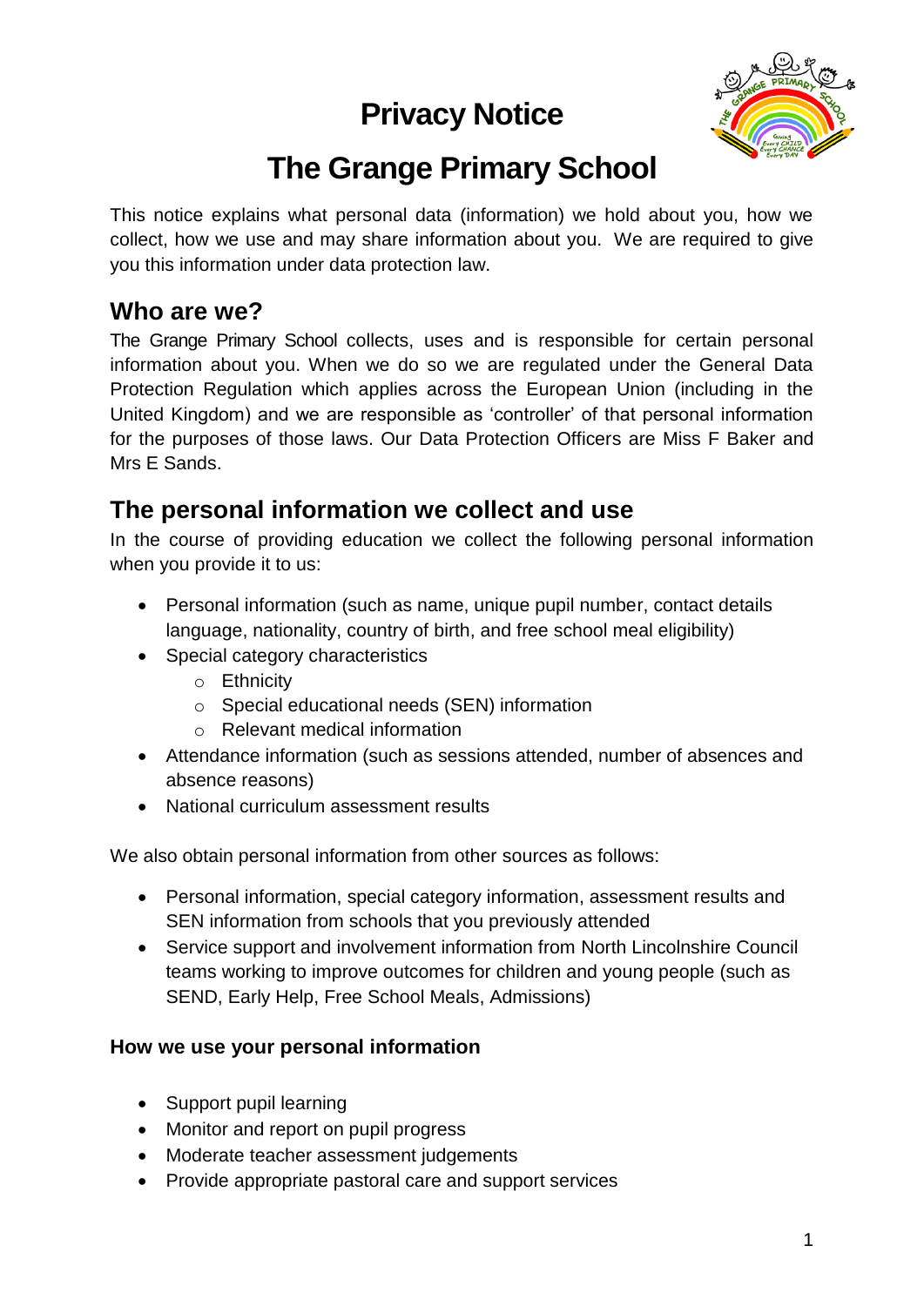# Privacy Notice

# The Grange Primary School

This notice explains what personal data (information) we hold about you, how we collect, how we use and may share information about you. We are required to give you this information under data protection law.

## Who are we?

The Grange Primary School collects, uses and is responsible for certain personal information about you. When we do so we are regulated under the General Data Protection Regulation which applies across the European Union (including in the United Kingdom) and we are responsible as 'controller' of that personal information for the purposes of those laws. Our Data Protection Officers are Miss F Baker and Mrs E Sands.

## The personal information we collect and use

In the course of providing education we collect the following personal information when you provide it to us:

- Personal information (such as name, unique pupil number, contact details language, nationality, country of birth, and free school meal eligibility)
- Special category characteristics
  - Ethnicity
  - Special educational needs (SEN) information
  - Relevant medical information
- Attendance information (such as sessions attended, number of absences and absence reasons)
- National curriculum assessment results

We also obtain personal information from other sources as follows:

- Personal information, special category information, assessment results and SEN information from schools that you previously attended
- Service support and involvement information from North Lincolnshire Council teams working to improve outcomes for children and young people (such as SEND, Early Help, Free School Meals, Admissions)

### How we use your personal information

- Support pupil learning
- Monitor and report on pupil progress
- Moderate teacher assessment judgements
- Provide appropriate pastoral care and support services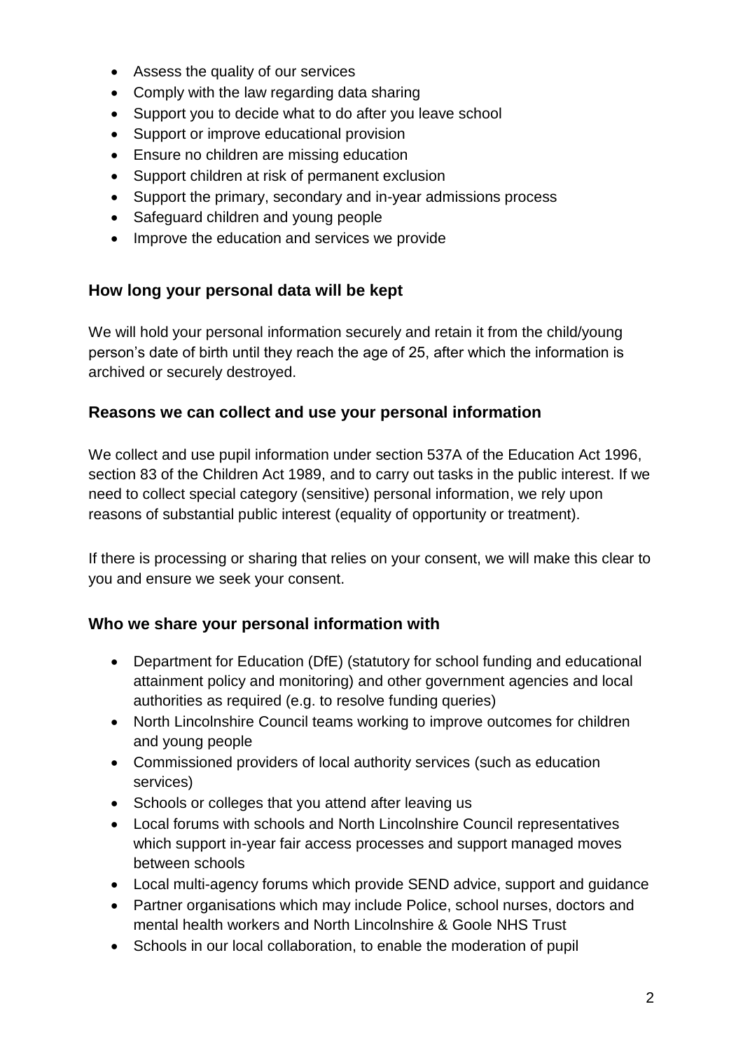- Assess the quality of our services
- Comply with the law regarding data sharing
- Support you to decide what to do after you leave school
- Support or improve educational provision
- Ensure no children are missing education
- Support children at risk of permanent exclusion
- Support the primary, secondary and in-year admissions process
- Safeguard children and young people
- Improve the education and services we provide

## How long your personal data will be kept

We will hold your personal information securely and retain it from the child/young person's date of birth until they reach the age of 25, after which the information is archived or securely destroyed.

## Reasons we can collect and use your personal information

We collect and use pupil information under section 537A of the Education Act 1996, section 83 of the Children Act 1989, and to carry out tasks in the public interest. If we need to collect special category (sensitive) personal information, we rely upon reasons of substantial public interest (equality of opportunity or treatment).

If there is processing or sharing that relies on your consent, we will make this clear to you and ensure we seek your consent.

## Who we share your personal information with

- Department for Education (DfE) (statutory for school funding and educational attainment policy and monitoring) and other government agencies and local authorities as required (e.g. to resolve funding queries)
- North Lincolnshire Council teams working to improve outcomes for children and young people
- Commissioned providers of local authority services (such as education services)
- Schools or colleges that you attend after leaving us
- Local forums with schools and North Lincolnshire Council representatives which support in-year fair access processes and support managed moves between schools
- Local multi-agency forums which provide SEND advice, support and guidance
- Partner organisations which may include Police, school nurses, doctors and mental health workers and North Lincolnshire & Goole NHS Trust
- Schools in our local collaboration, to enable the moderation of pupil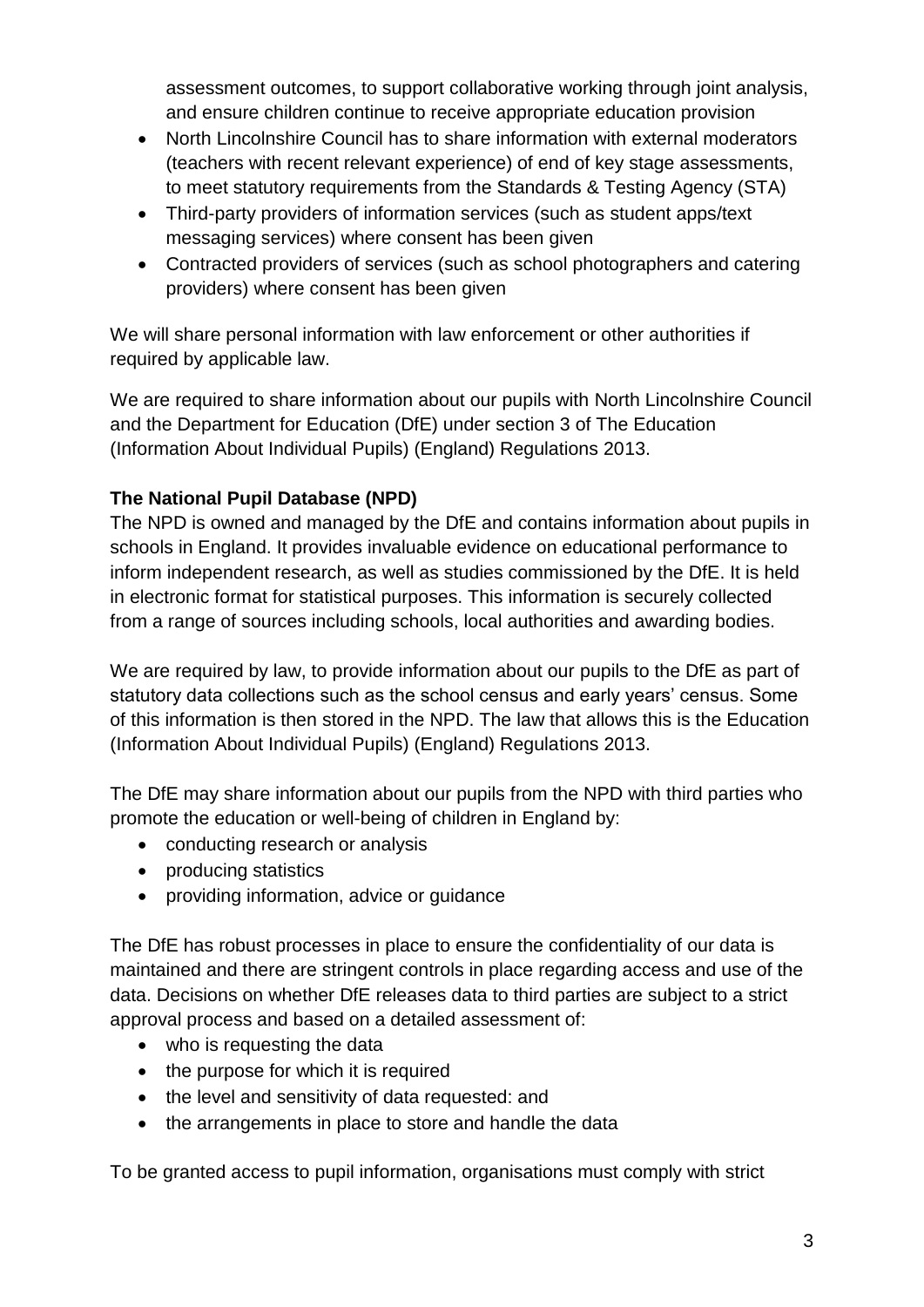assessment outcomes, to support collaborative working through joint analysis, and ensure children continue to receive appropriate education provision

- North Lincolnshire Council has to share information with external moderators (teachers with recent relevant experience) of end of key stage assessments, to meet statutory requirements from the Standards & Testing Agency (STA)
- Third-party providers of information services (such as student apps/text messaging services) where consent has been given
- Contracted providers of services (such as school photographers and catering providers) where consent has been given

We will share personal information with law enforcement or other authorities if required by applicable law.

We are required to share information about our pupils with North Lincolnshire Council and the Department for Education (DfE) under section 3 of The Education (Information About Individual Pupils) (England) Regulations 2013.

**The National Pupil Database (NPD)**

The NPD is owned and managed by the DfE and contains information about pupils in schools in England. It provides invaluable evidence on educational performance to inform independent research, as well as studies commissioned by the DfE. It is held in electronic format for statistical purposes. This information is securely collected from a range of sources including schools, local authorities and awarding bodies.

We are required by law, to provide information about our pupils to the DfE as part of statutory data collections such as the school census and early years' census. Some of this information is then stored in the NPD. The law that allows this is the Education (Information About Individual Pupils) (England) Regulations 2013.

The DfE may share information about our pupils from the NPD with third parties who promote the education or well-being of children in England by:

- conducting research or analysis
- producing statistics
- providing information, advice or guidance

The DfE has robust processes in place to ensure the confidentiality of our data is maintained and there are stringent controls in place regarding access and use of the data. Decisions on whether DfE releases data to third parties are subject to a strict approval process and based on a detailed assessment of:

- who is requesting the data
- the purpose for which it is required
- the level and sensitivity of data requested: and
- the arrangements in place to store and handle the data

To be granted access to pupil information, organisations must comply with strict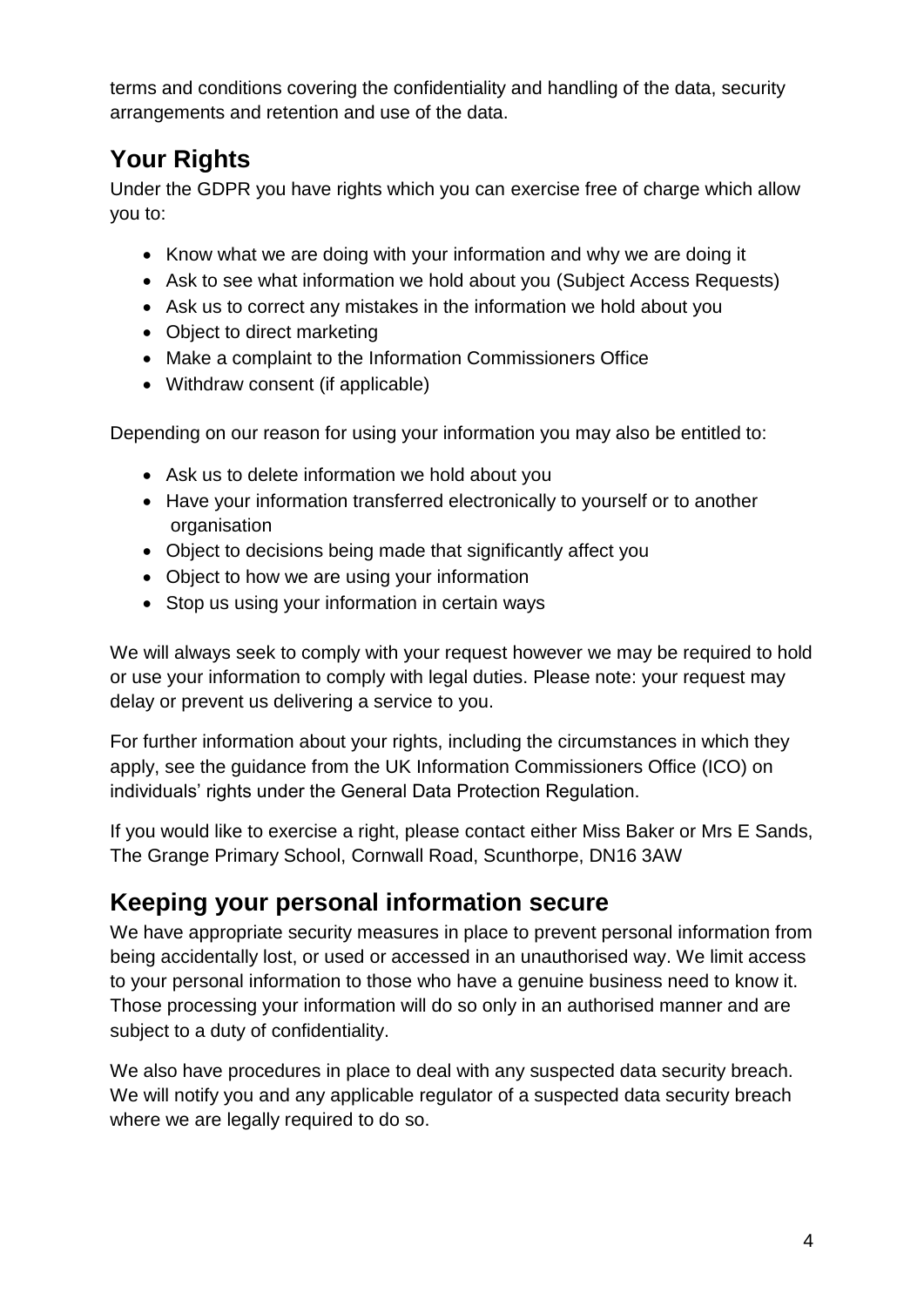terms and conditions covering the confidentiality and handling of the data, security arrangements and retention and use of the data.

## Your Rights

Under the GDPR you have rights which you can exercise free of charge which allow you to:

- Know what we are doing with your information and why we are doing it
- Ask to see what information we hold about you (Subject Access Requests)
- Ask us to correct any mistakes in the information we hold about you
- Object to direct marketing
- Make a complaint to the Information Commissioners Office
- Withdraw consent (if applicable)

Depending on our reason for using your information you may also be entitled to:

- Ask us to delete information we hold about you
- Have your information transferred electronically to yourself or to another organisation
- Object to decisions being made that significantly affect you
- Object to how we are using your information
- Stop us using your information in certain ways

We will always seek to comply with your request however we may be required to hold or use your information to comply with legal duties. Please note: your request may delay or prevent us delivering a service to you.

For further information about your rights, including the circumstances in which they apply, see the guidance from the UK Information Commissioners Office (ICO) on individuals' rights under the General Data Protection Regulation.

If you would like to exercise a right, please contact either Miss Baker or Mrs E Sands, The Grange Primary School, Cornwall Road, Scunthorpe, DN16 3AW

## Keeping your personal information secure

We have appropriate security measures in place to prevent personal information from being accidentally lost, or used or accessed in an unauthorised way. We limit access to your personal information to those who have a genuine business need to know it. Those processing your information will do so only in an authorised manner and are subject to a duty of confidentiality.

We also have procedures in place to deal with any suspected data security breach. We will notify you and any applicable regulator of a suspected data security breach where we are legally required to do so.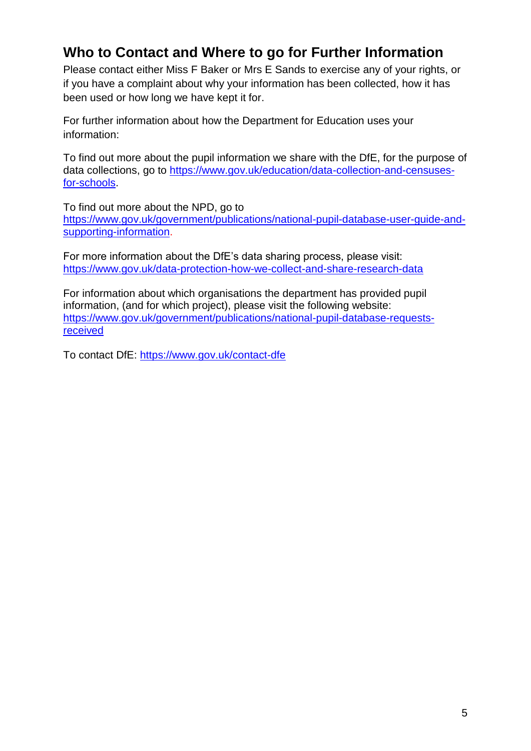## Who to Contact and Where to go for Further Information

Please contact either Miss F Baker or Mrs E Sands to exercise any of your rights, or if you have a complaint about why your information has been collected, how it has been used or how long we have kept it for.

For further information about how the Department for Education uses your information:

To find out more about the pupil information we share with the DfE, for the purpose of data collections, go to https://www.gov.uk/education/data-collection-and-censuses-for-schools.

To find out more about the NPD, go to https://www.gov.uk/government/publications/national-pupil-database-user-guide-and-supporting-information.

For more information about the DfE's data sharing process, please visit: https://www.gov.uk/data-protection-how-we-collect-and-share-research-data

For information about which organisations the department has provided pupil information, (and for which project), please visit the following website: https://www.gov.uk/government/publications/national-pupil-database-requests-received

To contact DfE: https://www.gov.uk/contact-dfe